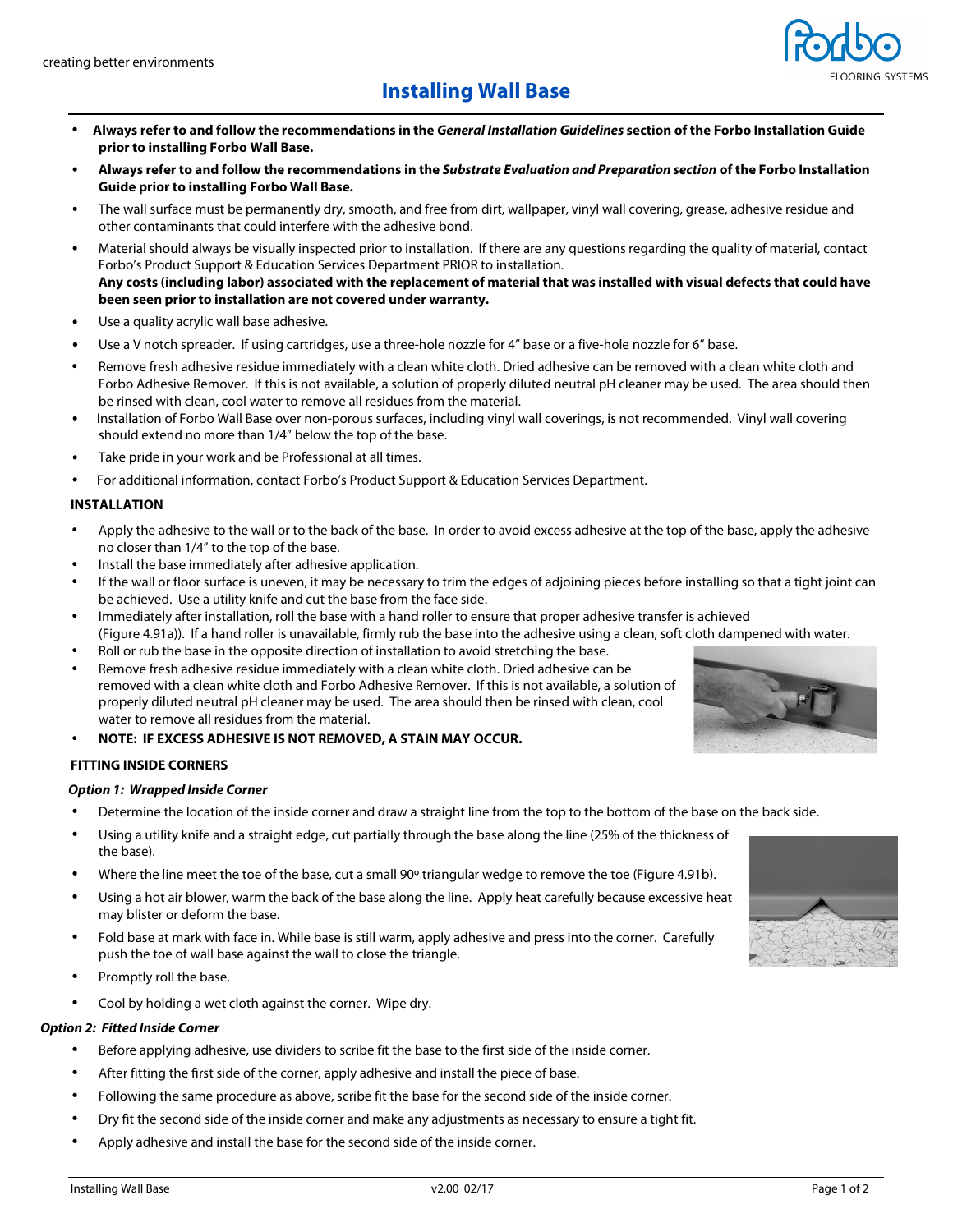creating better environments

# Installing Wall Base

- **Always refer to and follow the recommendations in the *General Installation Guidelines* section of the Forbo Installation Guide prior to installing Forbo Wall Base.**
- **Always refer to and follow the recommendations in the *Substrate Evaluation and Preparation section* of the Forbo Installation Guide prior to installing Forbo Wall Base.**
- The wall surface must be permanently dry, smooth, and free from dirt, wallpaper, vinyl wall covering, grease, adhesive residue and other contaminants that could interfere with the adhesive bond.
- Material should always be visually inspected prior to installation. If there are any questions regarding the quality of material, contact Forbo's Product Support & Education Services Department PRIOR to installation. **Any costs (including labor) associated with the replacement of material that was installed with visual defects that could have been seen prior to installation are not covered under warranty.**
- Use a quality acrylic wall base adhesive.
- Use a V notch spreader. If using cartridges, use a three-hole nozzle for 4" base or a five-hole nozzle for 6" base.
- Remove fresh adhesive residue immediately with a clean white cloth. Dried adhesive can be removed with a clean white cloth and Forbo Adhesive Remover. If this is not available, a solution of properly diluted neutral pH cleaner may be used. The area should then be rinsed with clean, cool water to remove all residues from the material.
- Installation of Forbo Wall Base over non-porous surfaces, including vinyl wall coverings, is not recommended. Vinyl wall covering should extend no more than 1/4" below the top of the base.
- Take pride in your work and be Professional at all times.
- For additional information, contact Forbo's Product Support & Education Services Department.

## INSTALLATION

- Apply the adhesive to the wall or to the back of the base. In order to avoid excess adhesive at the top of the base, apply the adhesive no closer than 1/4" to the top of the base.
- Install the base immediately after adhesive application.
- If the wall or floor surface is uneven, it may be necessary to trim the edges of adjoining pieces before installing so that a tight joint can be achieved. Use a utility knife and cut the base from the face side.
- Immediately after installation, roll the base with a hand roller to ensure that proper adhesive transfer is achieved (Figure 4.91a)). If a hand roller is unavailable, firmly rub the base into the adhesive using a clean, soft cloth dampened with water.
- Roll or rub the base in the opposite direction of installation to avoid stretching the base.
- Remove fresh adhesive residue immediately with a clean white cloth. Dried adhesive can be removed with a clean white cloth and Forbo Adhesive Remover. If this is not available, a solution of properly diluted neutral pH cleaner may be used. The area should then be rinsed with clean, cool water to remove all residues from the material.
- **NOTE: IF EXCESS ADHESIVE IS NOT REMOVED, A STAIN MAY OCCUR.**

## FITTING INSIDE CORNERS

### *Option 1: Wrapped Inside Corner*

- Determine the location of the inside corner and draw a straight line from the top to the bottom of the base on the back side.
- Using a utility knife and a straight edge, cut partially through the base along the line (25% of the thickness of the base).
- Where the line meet the toe of the base, cut a small 90º triangular wedge to remove the toe (Figure 4.91b).
- Using a hot air blower, warm the back of the base along the line. Apply heat carefully because excessive heat may blister or deform the base.
- Fold base at mark with face in. While base is still warm, apply adhesive and press into the corner. Carefully push the toe of wall base against the wall to close the triangle.
- Promptly roll the base.
- Cool by holding a wet cloth against the corner. Wipe dry.

### *Option 2: Fitted Inside Corner*

- Before applying adhesive, use dividers to scribe fit the base to the first side of the inside corner.
- After fitting the first side of the corner, apply adhesive and install the piece of base.
- Following the same procedure as above, scribe fit the base for the second side of the inside corner.
- Dry fit the second side of the inside corner and make any adjustments as necessary to ensure a tight fit.
- Apply adhesive and install the base for the second side of the inside corner.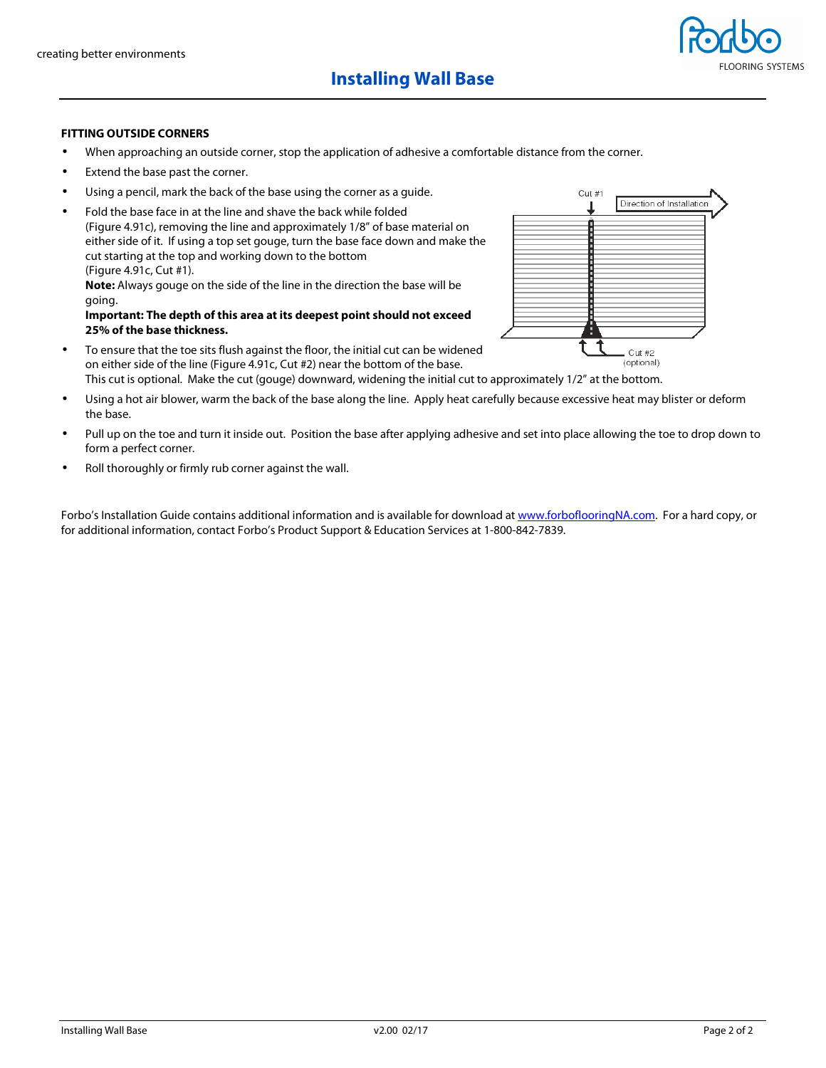## FITTING OUTSIDE CORNERS

- When approaching an outside corner, stop the application of adhesive a comfortable distance from the corner.
- Extend the base past the corner.
- Using a pencil, mark the back of the base using the corner as a guide.
- Fold the base face in at the line and shave the back while folded (Figure 4.91c), removing the line and approximately 1/8" of base material on either side of it. If using a top set gouge, turn the base face down and make the cut starting at the top and working down to the bottom (Figure 4.91c, Cut #1).
  **Note:** Always gouge on the side of the line in the direction the base will be going.
  **Important: The depth of this area at its deepest point should not exceed 25% of the base thickness.**
- To ensure that the toe sits flush against the floor, the initial cut can be widened on either side of the line (Figure 4.91c, Cut #2) near the bottom of the base. This cut is optional. Make the cut (gouge) downward, widening the initial cut to approximately 1/2" at the bottom.
- Using a hot air blower, warm the back of the base along the line. Apply heat carefully because excessive heat may blister or deform the base.
- Pull up on the toe and turn it inside out. Position the base after applying adhesive and set into place allowing the toe to drop down to form a perfect corner.
- Roll thoroughly or firmly rub corner against the wall.

Cut #1
Direction of Installation
Cut #2
(optional)

Forbo's Installation Guide contains additional information and is available for download at [www.forboflooringNA.com](http://www.forboflooringNA.com). For a hard copy, or for additional information, contact Forbo's Product Support & Education Services at 1-800-842-7839.